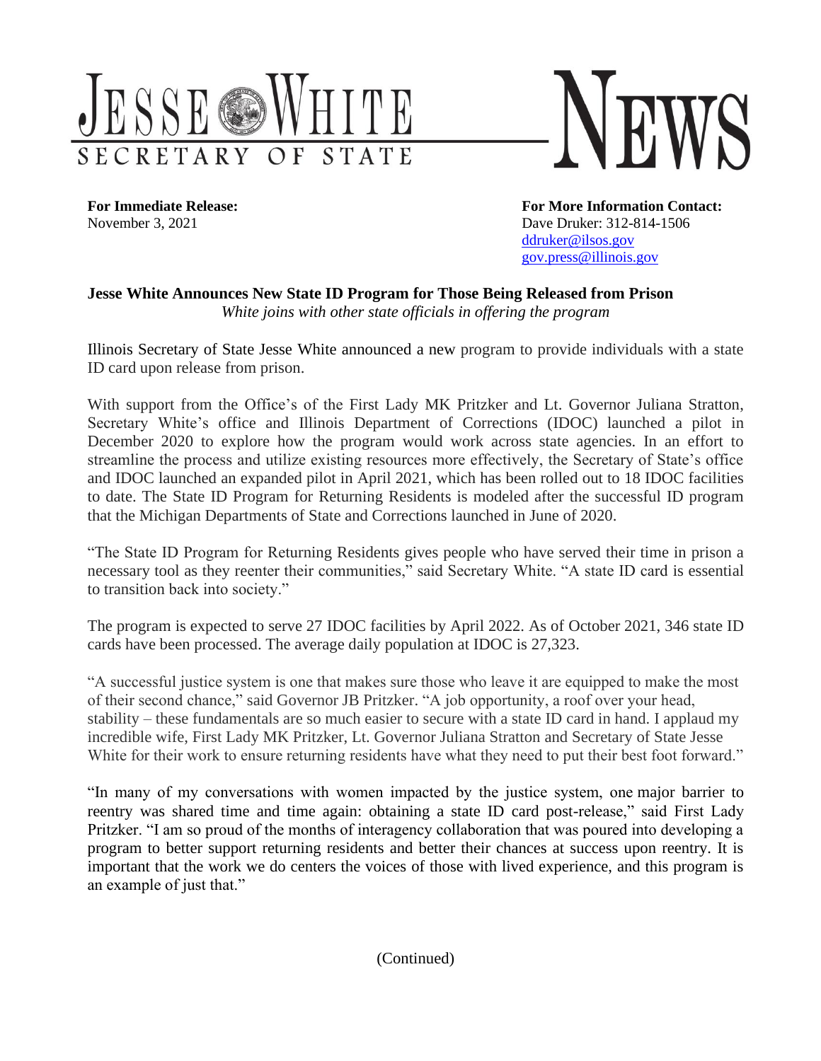# JESSE WHITE SECRETARY OF STATE NEWS

**For Immediate Release:**
November 3, 2021

**For More Information Contact:**
Dave Druker: 312-814-1506
ddruker@ilsos.gov
gov.press@illinois.gov

**Jesse White Announces New State ID Program for Those Being Released from Prison**
*White joins with other state officials in offering the program*

Illinois Secretary of State Jesse White announced a new program to provide individuals with a state ID card upon release from prison.

With support from the Office's of the First Lady MK Pritzker and Lt. Governor Juliana Stratton, Secretary White's office and Illinois Department of Corrections (IDOC) launched a pilot in December 2020 to explore how the program would work across state agencies. In an effort to streamline the process and utilize existing resources more effectively, the Secretary of State's office and IDOC launched an expanded pilot in April 2021, which has been rolled out to 18 IDOC facilities to date. The State ID Program for Returning Residents is modeled after the successful ID program that the Michigan Departments of State and Corrections launched in June of 2020.

"The State ID Program for Returning Residents gives people who have served their time in prison a necessary tool as they reenter their communities," said Secretary White. "A state ID card is essential to transition back into society."

The program is expected to serve 27 IDOC facilities by April 2022. As of October 2021, 346 state ID cards have been processed. The average daily population at IDOC is 27,323.

"A successful justice system is one that makes sure those who leave it are equipped to make the most of their second chance," said Governor JB Pritzker. "A job opportunity, a roof over your head, stability – these fundamentals are so much easier to secure with a state ID card in hand. I applaud my incredible wife, First Lady MK Pritzker, Lt. Governor Juliana Stratton and Secretary of State Jesse White for their work to ensure returning residents have what they need to put their best foot forward."

"In many of my conversations with women impacted by the justice system, one major barrier to reentry was shared time and time again: obtaining a state ID card post-release," said First Lady Pritzker. "I am so proud of the months of interagency collaboration that was poured into developing a program to better support returning residents and better their chances at success upon reentry. It is important that the work we do centers the voices of those with lived experience, and this program is an example of just that."

(Continued)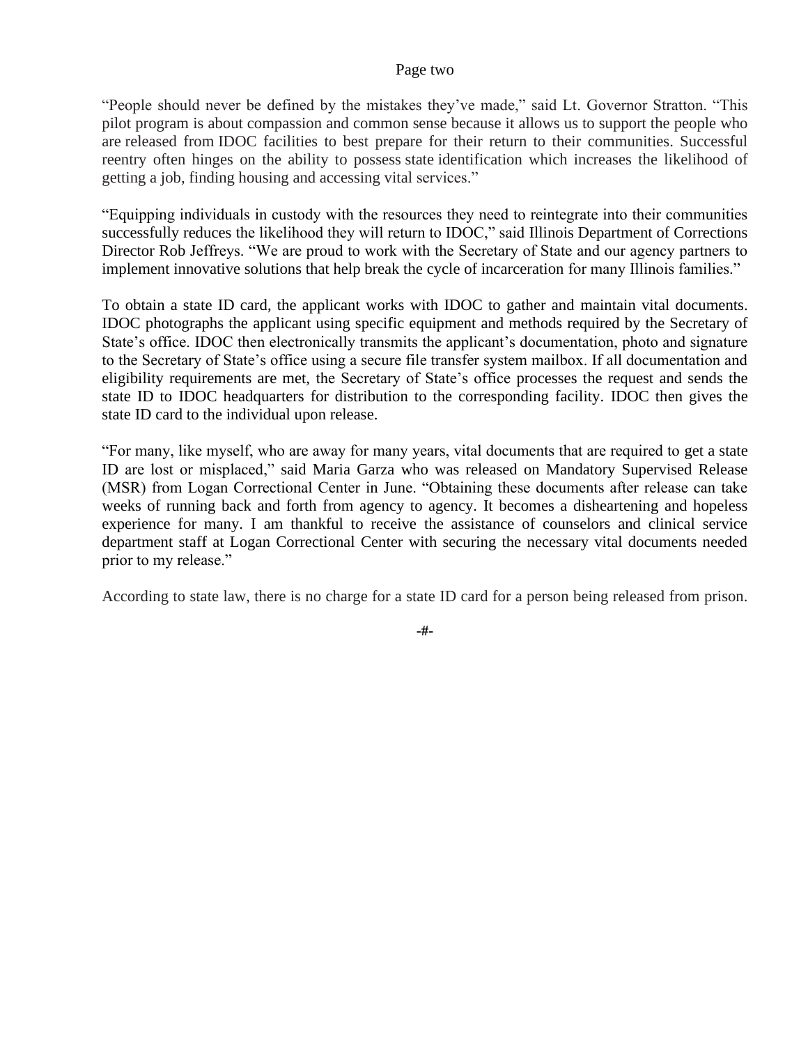"People should never be defined by the mistakes they've made," said Lt. Governor Stratton. "This pilot program is about compassion and common sense because it allows us to support the people who are released from IDOC facilities to best prepare for their return to their communities. Successful reentry often hinges on the ability to possess state identification which increases the likelihood of getting a job, finding housing and accessing vital services."

"Equipping individuals in custody with the resources they need to reintegrate into their communities successfully reduces the likelihood they will return to IDOC," said Illinois Department of Corrections Director Rob Jeffreys. "We are proud to work with the Secretary of State and our agency partners to implement innovative solutions that help break the cycle of incarceration for many Illinois families."

To obtain a state ID card, the applicant works with IDOC to gather and maintain vital documents. IDOC photographs the applicant using specific equipment and methods required by the Secretary of State's office. IDOC then electronically transmits the applicant's documentation, photo and signature to the Secretary of State's office using a secure file transfer system mailbox. If all documentation and eligibility requirements are met, the Secretary of State's office processes the request and sends the state ID to IDOC headquarters for distribution to the corresponding facility. IDOC then gives the state ID card to the individual upon release.

"For many, like myself, who are away for many years, vital documents that are required to get a state ID are lost or misplaced," said Maria Garza who was released on Mandatory Supervised Release (MSR) from Logan Correctional Center in June. "Obtaining these documents after release can take weeks of running back and forth from agency to agency. It becomes a disheartening and hopeless experience for many. I am thankful to receive the assistance of counselors and clinical service department staff at Logan Correctional Center with securing the necessary vital documents needed prior to my release."

According to state law, there is no charge for a state ID card for a person being released from prison.

-#-